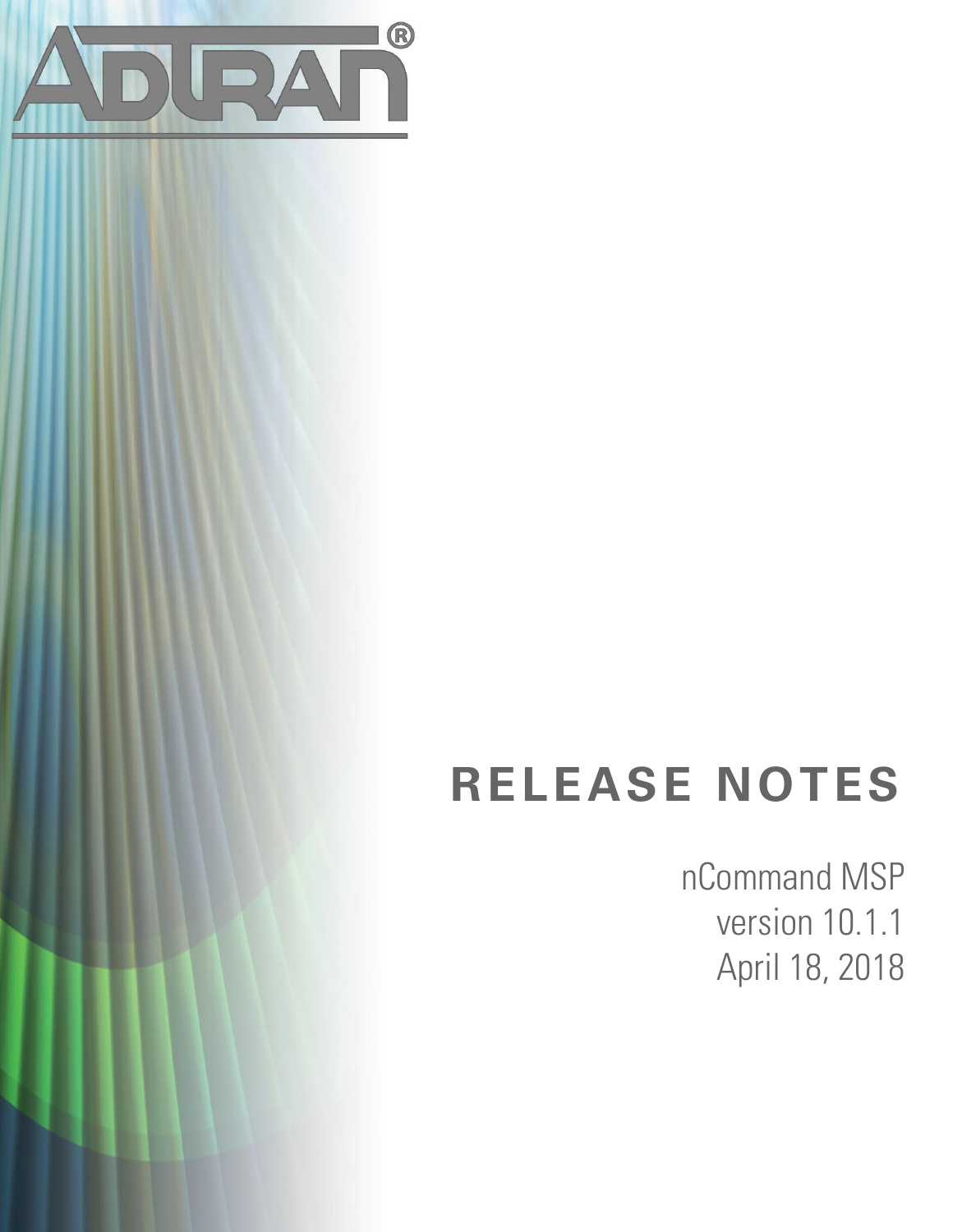# RELEASE NOTES

nCommand MSP
version 10.1.1
April 18, 2018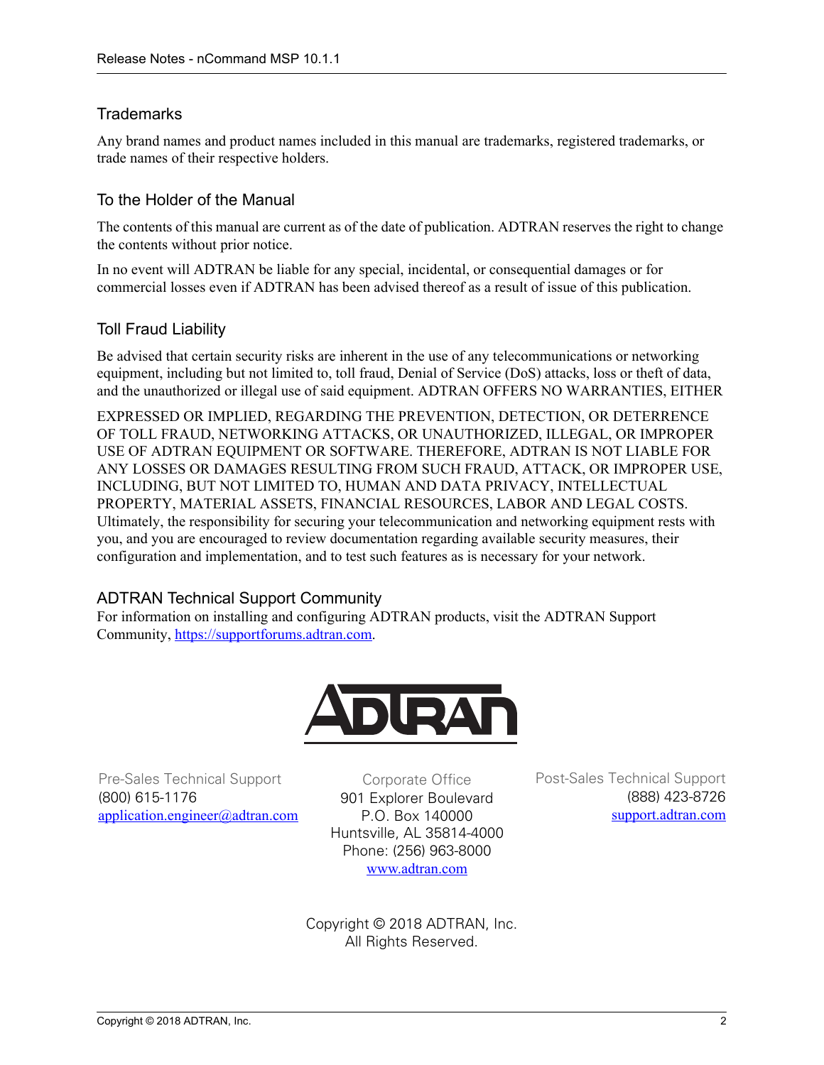## Trademarks

Any brand names and product names included in this manual are trademarks, registered trademarks, or trade names of their respective holders.

## To the Holder of the Manual

The contents of this manual are current as of the date of publication. ADTRAN reserves the right to change the contents without prior notice.

In no event will ADTRAN be liable for any special, incidental, or consequential damages or for commercial losses even if ADTRAN has been advised thereof as a result of issue of this publication.

## Toll Fraud Liability

Be advised that certain security risks are inherent in the use of any telecommunications or networking equipment, including but not limited to, toll fraud, Denial of Service (DoS) attacks, loss or theft of data, and the unauthorized or illegal use of said equipment. ADTRAN OFFERS NO WARRANTIES, EITHER EXPRESSED OR IMPLIED, REGARDING THE PREVENTION, DETECTION, OR DETERRENCE OF TOLL FRAUD, NETWORKING ATTACKS, OR UNAUTHORIZED, ILLEGAL, OR IMPROPER USE OF ADTRAN EQUIPMENT OR SOFTWARE. THEREFORE, ADTRAN IS NOT LIABLE FOR ANY LOSSES OR DAMAGES RESULTING FROM SUCH FRAUD, ATTACK, OR IMPROPER USE, INCLUDING, BUT NOT LIMITED TO, HUMAN AND DATA PRIVACY, INTELLECTUAL PROPERTY, MATERIAL ASSETS, FINANCIAL RESOURCES, LABOR AND LEGAL COSTS. Ultimately, the responsibility for securing your telecommunication and networking equipment rests with you, and you are encouraged to review documentation regarding available security measures, their configuration and implementation, and to test such features as is necessary for your network.

## ADTRAN Technical Support Community

For information on installing and configuring ADTRAN products, visit the ADTRAN Support Community, https://supportforums.adtran.com.

ADTRAN

Pre-Sales Technical Support
(800) 615-1176
application.engineer@adtran.com

Corporate Office
901 Explorer Boulevard
P.O. Box 140000
Huntsville, AL 35814-4000
Phone: (256) 963-8000
www.adtran.com

Post-Sales Technical Support
(888) 423-8726
support.adtran.com

Copyright © 2018 ADTRAN, Inc.
All Rights Reserved.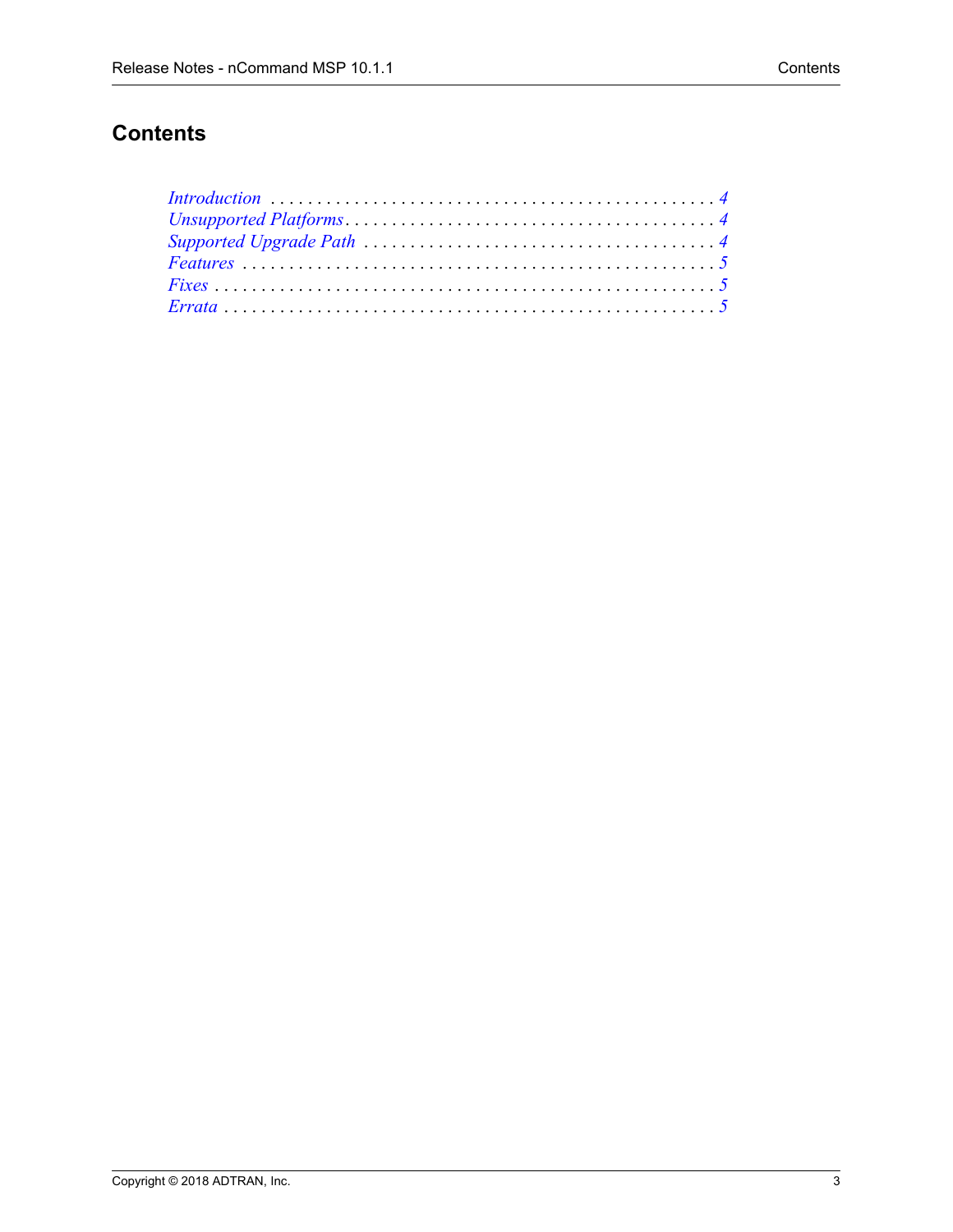# Contents

*Introduction* . . . . . . . . . . . . . . . . . . . . . . . . . . . . . . . . . . . . . . . . . . . . . . . . 4
*Unsupported Platforms* . . . . . . . . . . . . . . . . . . . . . . . . . . . . . . . . . . . . . . . 4
*Supported Upgrade Path* . . . . . . . . . . . . . . . . . . . . . . . . . . . . . . . . . . . . . 4
*Features* . . . . . . . . . . . . . . . . . . . . . . . . . . . . . . . . . . . . . . . . . . . . . . . . . . 5
*Fixes* . . . . . . . . . . . . . . . . . . . . . . . . . . . . . . . . . . . . . . . . . . . . . . . . . . . . . 5
*Errata* . . . . . . . . . . . . . . . . . . . . . . . . . . . . . . . . . . . . . . . . . . . . . . . . . . . . 5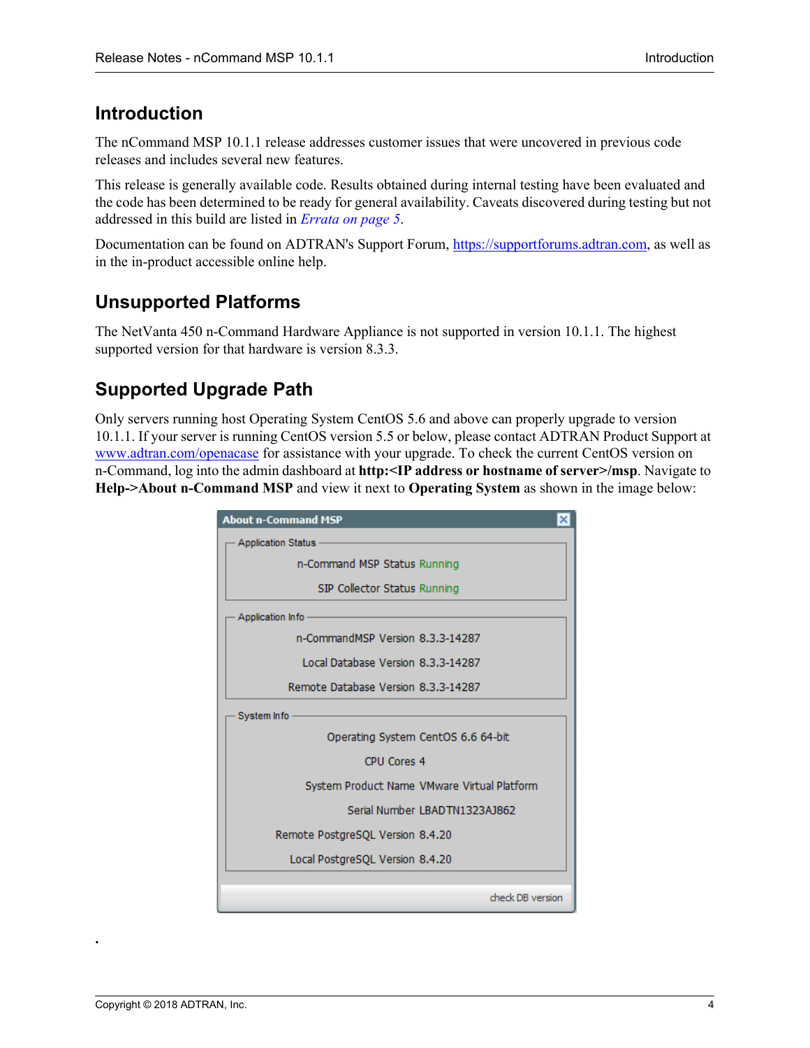## Introduction

The nCommand MSP 10.1.1 release addresses customer issues that were uncovered in previous code releases and includes several new features.

This release is generally available code. Results obtained during internal testing have been evaluated and the code has been determined to be ready for general availability. Caveats discovered during testing but not addressed in this build are listed in *Errata on page 5*.

Documentation can be found on ADTRAN's Support Forum, https://supportforums.adtran.com, as well as in the in-product accessible online help.

## Unsupported Platforms

The NetVanta 450 n-Command Hardware Appliance is not supported in version 10.1.1. The highest supported version for that hardware is version 8.3.3.

## Supported Upgrade Path

Only servers running host Operating System CentOS 5.6 and above can properly upgrade to version 10.1.1. If your server is running CentOS version 5.5 or below, please contact ADTRAN Product Support at www.adtran.com/openacase for assistance with your upgrade. To check the current CentOS version on n-Command, log into the admin dashboard at **http:<IP address or hostname of server>/msp**. Navigate to **Help->About n-Command MSP** and view it next to **Operating System** as shown in the image below: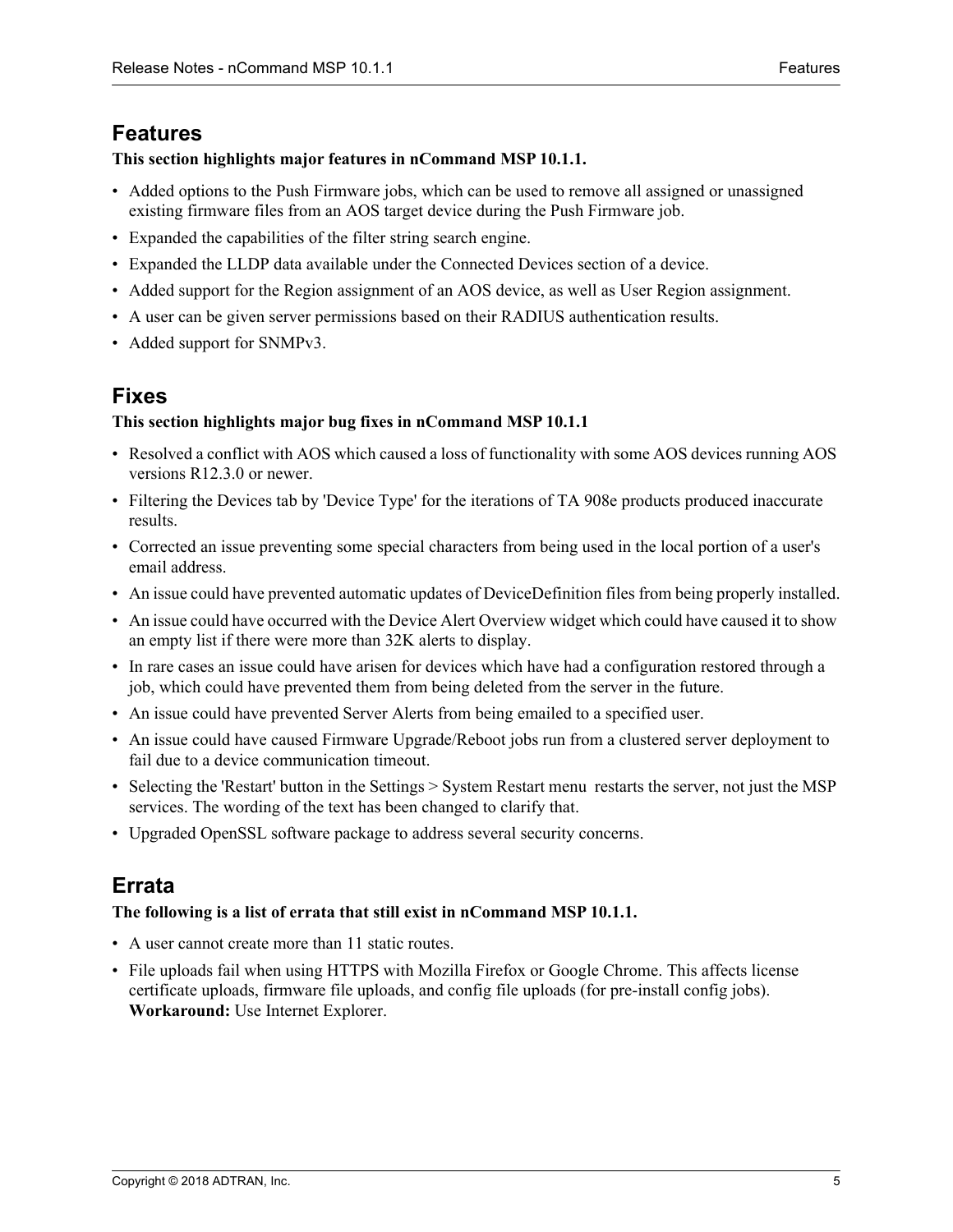## Features

**This section highlights major features in nCommand MSP 10.1.1.**

- Added options to the Push Firmware jobs, which can be used to remove all assigned or unassigned existing firmware files from an AOS target device during the Push Firmware job.
- Expanded the capabilities of the filter string search engine.
- Expanded the LLDP data available under the Connected Devices section of a device.
- Added support for the Region assignment of an AOS device, as well as User Region assignment.
- A user can be given server permissions based on their RADIUS authentication results.
- Added support for SNMPv3.

## Fixes

**This section highlights major bug fixes in nCommand MSP 10.1.1**

- Resolved a conflict with AOS which caused a loss of functionality with some AOS devices running AOS versions R12.3.0 or newer.
- Filtering the Devices tab by 'Device Type' for the iterations of TA 908e products produced inaccurate results.
- Corrected an issue preventing some special characters from being used in the local portion of a user's email address.
- An issue could have prevented automatic updates of DeviceDefinition files from being properly installed.
- An issue could have occurred with the Device Alert Overview widget which could have caused it to show an empty list if there were more than 32K alerts to display.
- In rare cases an issue could have arisen for devices which have had a configuration restored through a job, which could have prevented them from being deleted from the server in the future.
- An issue could have prevented Server Alerts from being emailed to a specified user.
- An issue could have caused Firmware Upgrade/Reboot jobs run from a clustered server deployment to fail due to a device communication timeout.
- Selecting the 'Restart' button in the Settings > System Restart menu restarts the server, not just the MSP services. The wording of the text has been changed to clarify that.
- Upgraded OpenSSL software package to address several security concerns.

## Errata

**The following is a list of errata that still exist in nCommand MSP 10.1.1.**

- A user cannot create more than 11 static routes.
- File uploads fail when using HTTPS with Mozilla Firefox or Google Chrome. This affects license certificate uploads, firmware file uploads, and config file uploads (for pre-install config jobs). **Workaround:** Use Internet Explorer.